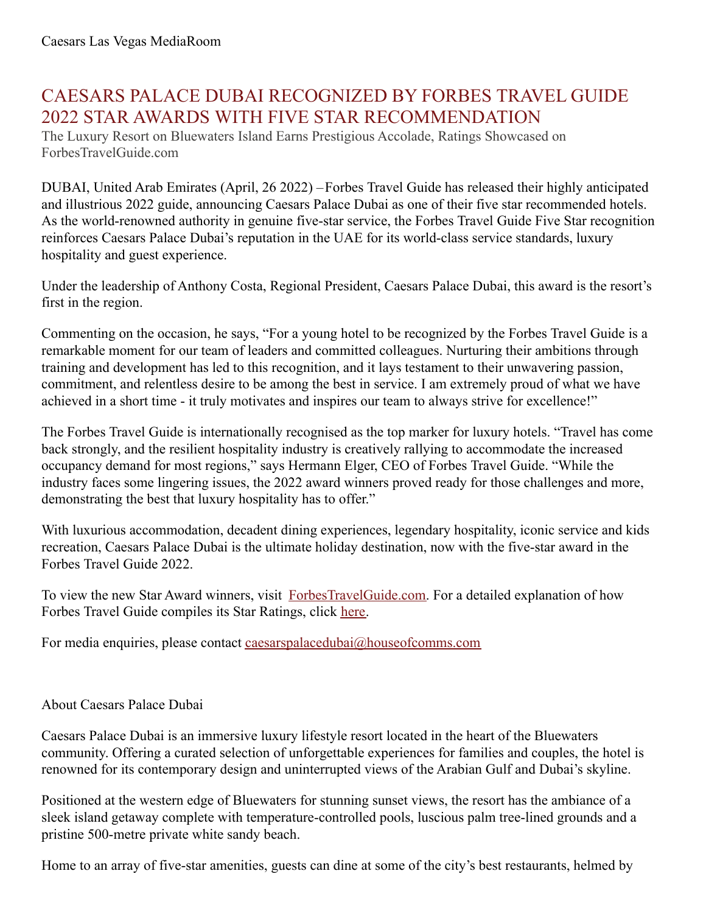Caesars Las Vegas MediaRoom

# CAESARS PALACE DUBAI RECOGNIZED BY FORBES TRAVEL GUIDE 2022 STAR AWARDS WITH FIVE STAR RECOMMENDATION

The Luxury Resort on Bluewaters Island Earns Prestigious Accolade, Ratings Showcased on ForbesTravelGuide.com

DUBAI, United Arab Emirates (April, 26 2022) –Forbes Travel Guide has released their highly anticipated and illustrious 2022 guide, announcing Caesars Palace Dubai as one of their five star recommended hotels. As the world-renowned authority in genuine five-star service, the Forbes Travel Guide Five Star recognition reinforces Caesars Palace Dubai's reputation in the UAE for its world-class service standards, luxury hospitality and guest experience.

Under the leadership of Anthony Costa, Regional President, Caesars Palace Dubai, this award is the resort's first in the region.

Commenting on the occasion, he says, "For a young hotel to be recognized by the Forbes Travel Guide is a remarkable moment for our team of leaders and committed colleagues. Nurturing their ambitions through training and development has led to this recognition, and it lays testament to their unwavering passion, commitment, and relentless desire to be among the best in service. I am extremely proud of what we have achieved in a short time - it truly motivates and inspires our team to always strive for excellence!"

The Forbes Travel Guide is internationally recognised as the top marker for luxury hotels. "Travel has come back strongly, and the resilient hospitality industry is creatively rallying to accommodate the increased occupancy demand for most regions," says Hermann Elger, CEO of Forbes Travel Guide. "While the industry faces some lingering issues, the 2022 award winners proved ready for those challenges and more, demonstrating the best that luxury hospitality has to offer."

With luxurious accommodation, decadent dining experiences, legendary hospitality, iconic service and kids recreation, Caesars Palace Dubai is the ultimate holiday destination, now with the five-star award in the Forbes Travel Guide 2022.

To view the new Star Award winners, visit ForbesTravelGuide.com. For a detailed explanation of how Forbes Travel Guide compiles its Star Ratings, click here.

For media enquiries, please contact caesarspalacedubai@houseofcomms.com

About Caesars Palace Dubai

Caesars Palace Dubai is an immersive luxury lifestyle resort located in the heart of the Bluewaters community. Offering a curated selection of unforgettable experiences for families and couples, the hotel is renowned for its contemporary design and uninterrupted views of the Arabian Gulf and Dubai's skyline.

Positioned at the western edge of Bluewaters for stunning sunset views, the resort has the ambiance of a sleek island getaway complete with temperature-controlled pools, luscious palm tree-lined grounds and a pristine 500-metre private white sandy beach.

Home to an array of five-star amenities, guests can dine at some of the city's best restaurants, helmed by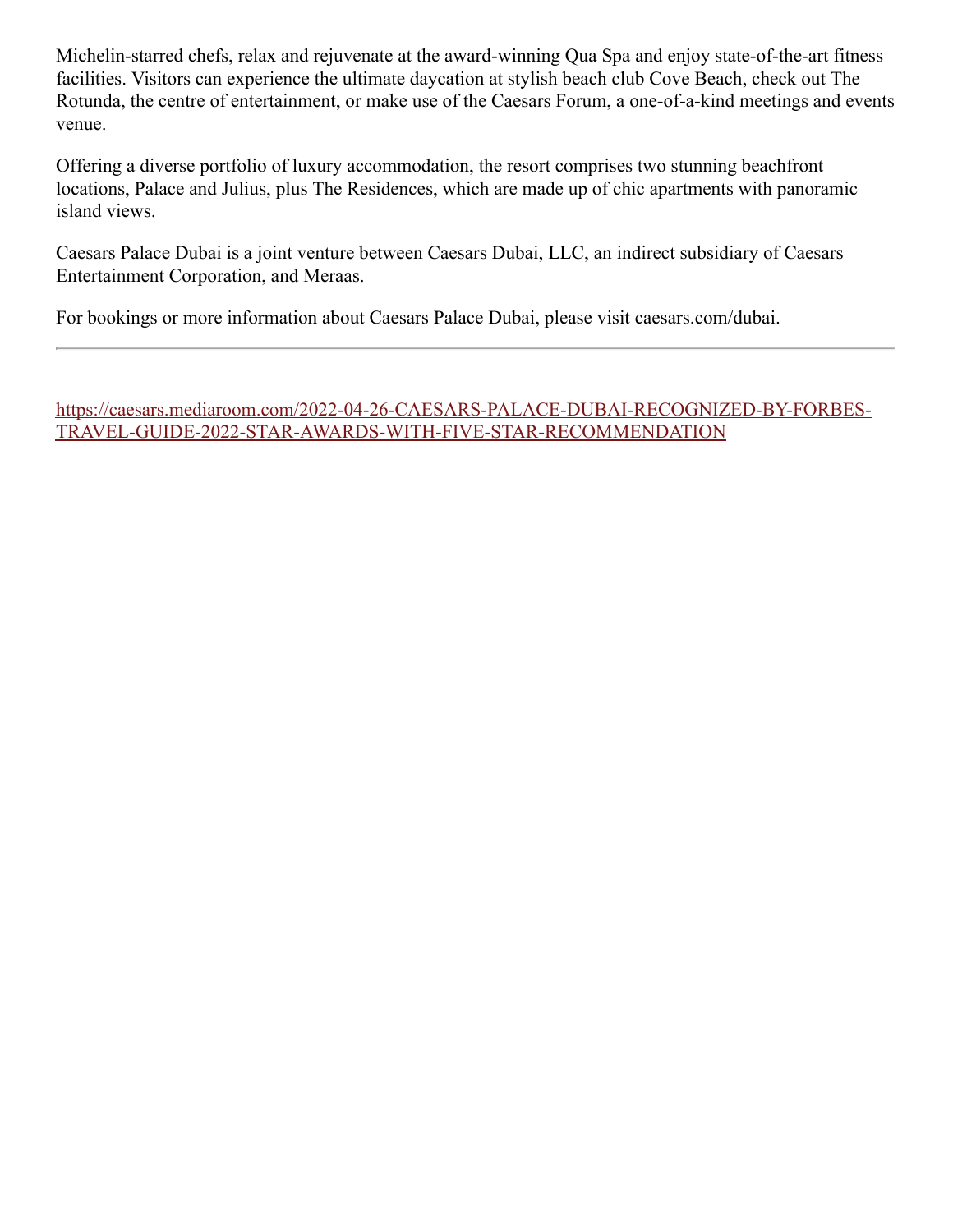Michelin-starred chefs, relax and rejuvenate at the award-winning Qua Spa and enjoy state-of-the-art fitness facilities. Visitors can experience the ultimate daycation at stylish beach club Cove Beach, check out The Rotunda, the centre of entertainment, or make use of the Caesars Forum, a one-of-a-kind meetings and events venue.

Offering a diverse portfolio of luxury accommodation, the resort comprises two stunning beachfront locations, Palace and Julius, plus The Residences, which are made up of chic apartments with panoramic island views.

Caesars Palace Dubai is a joint venture between Caesars Dubai, LLC, an indirect subsidiary of Caesars Entertainment Corporation, and Meraas.

For bookings or more information about Caesars Palace Dubai, please visit caesars.com/dubai.

---

https://caesars.mediaroom.com/2022-04-26-CAESARS-PALACE-DUBAI-RECOGNIZED-BY-FORBES-TRAVEL-GUIDE-2022-STAR-AWARDS-WITH-FIVE-STAR-RECOMMENDATION